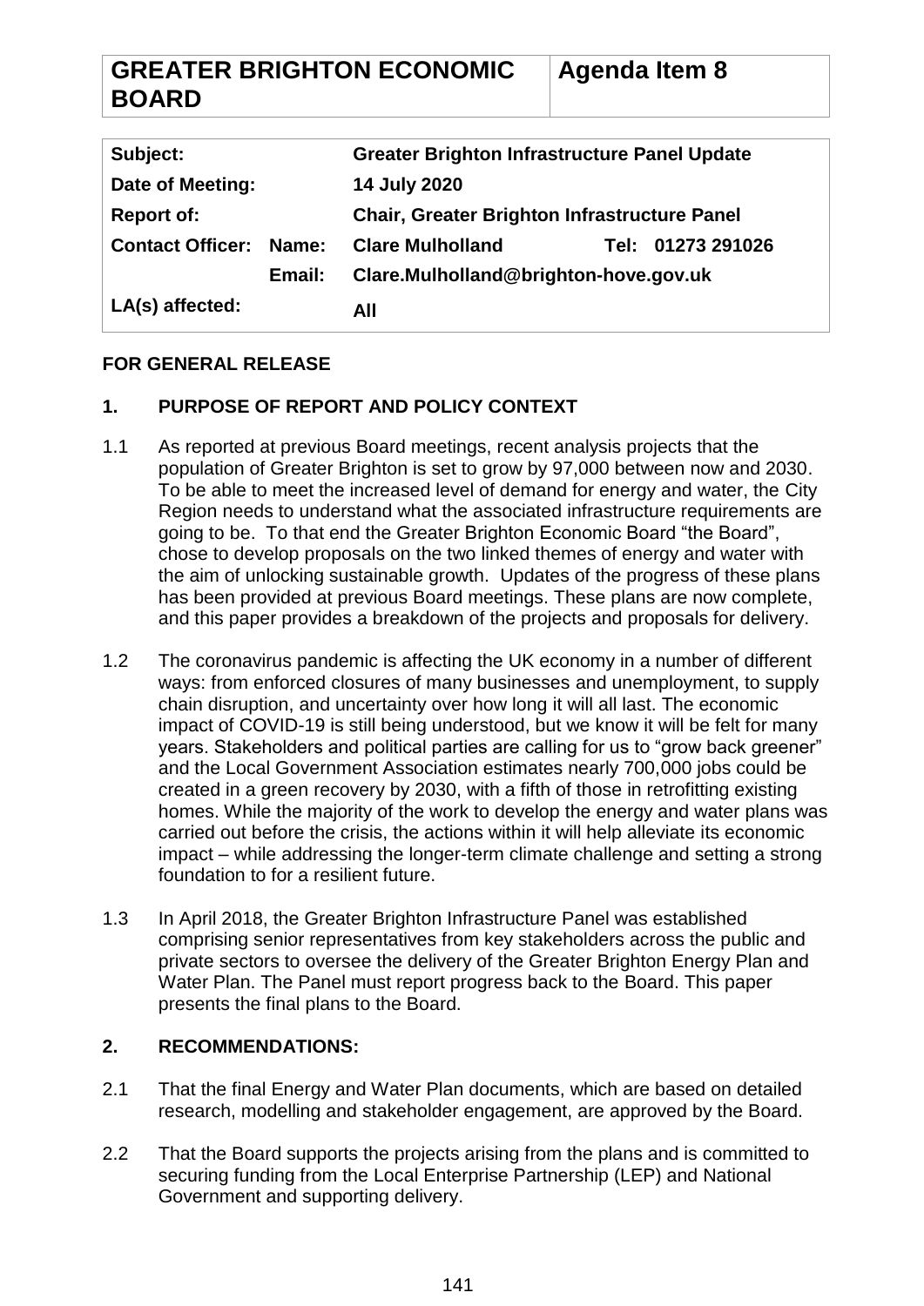| **GREATER BRIGHTON ECONOMIC BOARD** | **Agenda Item 8** |
|---|---|

| | | |
|---|---|---|
| **Subject:** | **Greater Brighton Infrastructure Panel Update** | |
| **Date of Meeting:** | **14 July 2020** | |
| **Report of:** | **Chair, Greater Brighton Infrastructure Panel** | |
| **Contact Officer: Name:** | **Clare Mulholland** | **Tel: 01273 291026** |
| **Email:** | **Clare.Mulholland@brighton-hove.gov.uk** | |
| **LA(s) affected:** | **All** | |

**FOR GENERAL RELEASE**

## 1. PURPOSE OF REPORT AND POLICY CONTEXT

1.1 As reported at previous Board meetings, recent analysis projects that the population of Greater Brighton is set to grow by 97,000 between now and 2030. To be able to meet the increased level of demand for energy and water, the City Region needs to understand what the associated infrastructure requirements are going to be. To that end the Greater Brighton Economic Board "the Board", chose to develop proposals on the two linked themes of energy and water with the aim of unlocking sustainable growth. Updates of the progress of these plans has been provided at previous Board meetings. These plans are now complete, and this paper provides a breakdown of the projects and proposals for delivery.

1.2 The coronavirus pandemic is affecting the UK economy in a number of different ways: from enforced closures of many businesses and unemployment, to supply chain disruption, and uncertainty over how long it will all last. The economic impact of COVID-19 is still being understood, but we know it will be felt for many years. Stakeholders and political parties are calling for us to "grow back greener" and the Local Government Association estimates nearly 700,000 jobs could be created in a green recovery by 2030, with a fifth of those in retrofitting existing homes. While the majority of the work to develop the energy and water plans was carried out before the crisis, the actions within it will help alleviate its economic impact – while addressing the longer-term climate challenge and setting a strong foundation to for a resilient future.

1.3 In April 2018, the Greater Brighton Infrastructure Panel was established comprising senior representatives from key stakeholders across the public and private sectors to oversee the delivery of the Greater Brighton Energy Plan and Water Plan. The Panel must report progress back to the Board. This paper presents the final plans to the Board.

## 2. RECOMMENDATIONS:

2.1 That the final Energy and Water Plan documents, which are based on detailed research, modelling and stakeholder engagement, are approved by the Board.

2.2 That the Board supports the projects arising from the plans and is committed to securing funding from the Local Enterprise Partnership (LEP) and National Government and supporting delivery.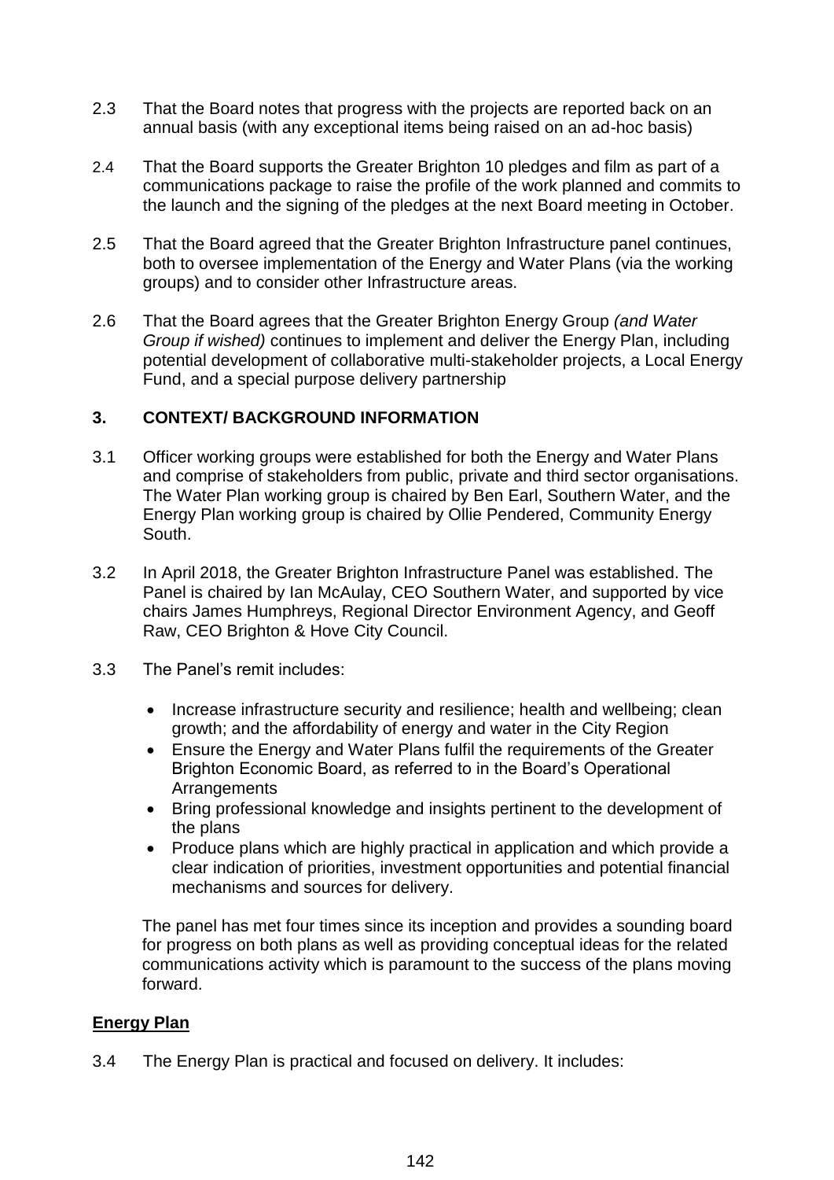2.3 That the Board notes that progress with the projects are reported back on an annual basis (with any exceptional items being raised on an ad-hoc basis)

2.4 That the Board supports the Greater Brighton 10 pledges and film as part of a communications package to raise the profile of the work planned and commits to the launch and the signing of the pledges at the next Board meeting in October.

2.5 That the Board agreed that the Greater Brighton Infrastructure panel continues, both to oversee implementation of the Energy and Water Plans (via the working groups) and to consider other Infrastructure areas.

2.6 That the Board agrees that the Greater Brighton Energy Group *(and Water Group if wished)* continues to implement and deliver the Energy Plan, including potential development of collaborative multi-stakeholder projects, a Local Energy Fund, and a special purpose delivery partnership

## 3. CONTEXT/ BACKGROUND INFORMATION

3.1 Officer working groups were established for both the Energy and Water Plans and comprise of stakeholders from public, private and third sector organisations. The Water Plan working group is chaired by Ben Earl, Southern Water, and the Energy Plan working group is chaired by Ollie Pendered, Community Energy South.

3.2 In April 2018, the Greater Brighton Infrastructure Panel was established. The Panel is chaired by Ian McAulay, CEO Southern Water, and supported by vice chairs James Humphreys, Regional Director Environment Agency, and Geoff Raw, CEO Brighton & Hove City Council.

3.3 The Panel's remit includes:

- Increase infrastructure security and resilience; health and wellbeing; clean growth; and the affordability of energy and water in the City Region
- Ensure the Energy and Water Plans fulfil the requirements of the Greater Brighton Economic Board, as referred to in the Board's Operational Arrangements
- Bring professional knowledge and insights pertinent to the development of the plans
- Produce plans which are highly practical in application and which provide a clear indication of priorities, investment opportunities and potential financial mechanisms and sources for delivery.

The panel has met four times since its inception and provides a sounding board for progress on both plans as well as providing conceptual ideas for the related communications activity which is paramount to the success of the plans moving forward.

**Energy Plan**

3.4 The Energy Plan is practical and focused on delivery. It includes: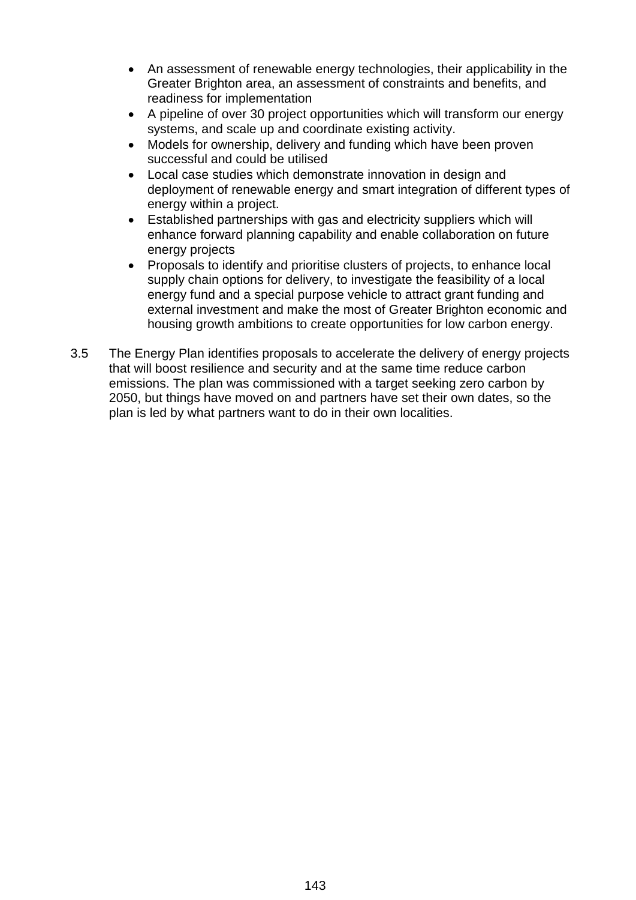- An assessment of renewable energy technologies, their applicability in the Greater Brighton area, an assessment of constraints and benefits, and readiness for implementation
- A pipeline of over 30 project opportunities which will transform our energy systems, and scale up and coordinate existing activity.
- Models for ownership, delivery and funding which have been proven successful and could be utilised
- Local case studies which demonstrate innovation in design and deployment of renewable energy and smart integration of different types of energy within a project.
- Established partnerships with gas and electricity suppliers which will enhance forward planning capability and enable collaboration on future energy projects
- Proposals to identify and prioritise clusters of projects, to enhance local supply chain options for delivery, to investigate the feasibility of a local energy fund and a special purpose vehicle to attract grant funding and external investment and make the most of Greater Brighton economic and housing growth ambitions to create opportunities for low carbon energy.

3.5 The Energy Plan identifies proposals to accelerate the delivery of energy projects that will boost resilience and security and at the same time reduce carbon emissions. The plan was commissioned with a target seeking zero carbon by 2050, but things have moved on and partners have set their own dates, so the plan is led by what partners want to do in their own localities.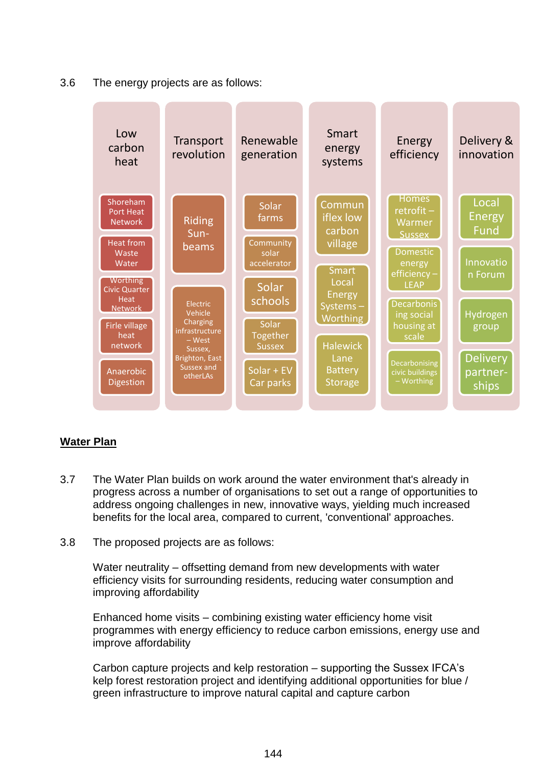3.6 The energy projects are as follows:

| Low carbon heat | Transport revolution | Renewable generation | Smart energy systems | Energy efficiency | Delivery & innovation |
|---|---|---|---|---|---|
| Shoreham Port Heat Network | Riding Sun-beams | Solar farms | Communiflex low carbon village | Homes retrofit – Warmer Sussex | Local Energy Fund |
| Heat from Waste Water | Electric Vehicle Charging infrastructure – West Sussex, Brighton, East Sussex and otherLAs | Community solar accelerator | Smart Local Energy Systems – Worthing | Domestic energy efficiency – LEAP | Innovation Forum |
| Worthing Civic Quarter Heat Network | | Solar schools | Halewick Lane Battery Storage | Decarbonising social housing at scale | Hydrogen group |
| Firle village heat network | | Solar Together Sussex | | Decarbonising civic buildings – Worthing | Delivery partner-ships |
| Anaerobic Digestion | | Solar + EV Car parks | | | |

## Water Plan

3.7 The Water Plan builds on work around the water environment that's already in progress across a number of organisations to set out a range of opportunities to address ongoing challenges in new, innovative ways, yielding much increased benefits for the local area, compared to current, 'conventional' approaches.

3.8 The proposed projects are as follows:

Water neutrality – offsetting demand from new developments with water efficiency visits for surrounding residents, reducing water consumption and improving affordability

Enhanced home visits – combining existing water efficiency home visit programmes with energy efficiency to reduce carbon emissions, energy use and improve affordability

Carbon capture projects and kelp restoration – supporting the Sussex IFCA's kelp forest restoration project and identifying additional opportunities for blue / green infrastructure to improve natural capital and capture carbon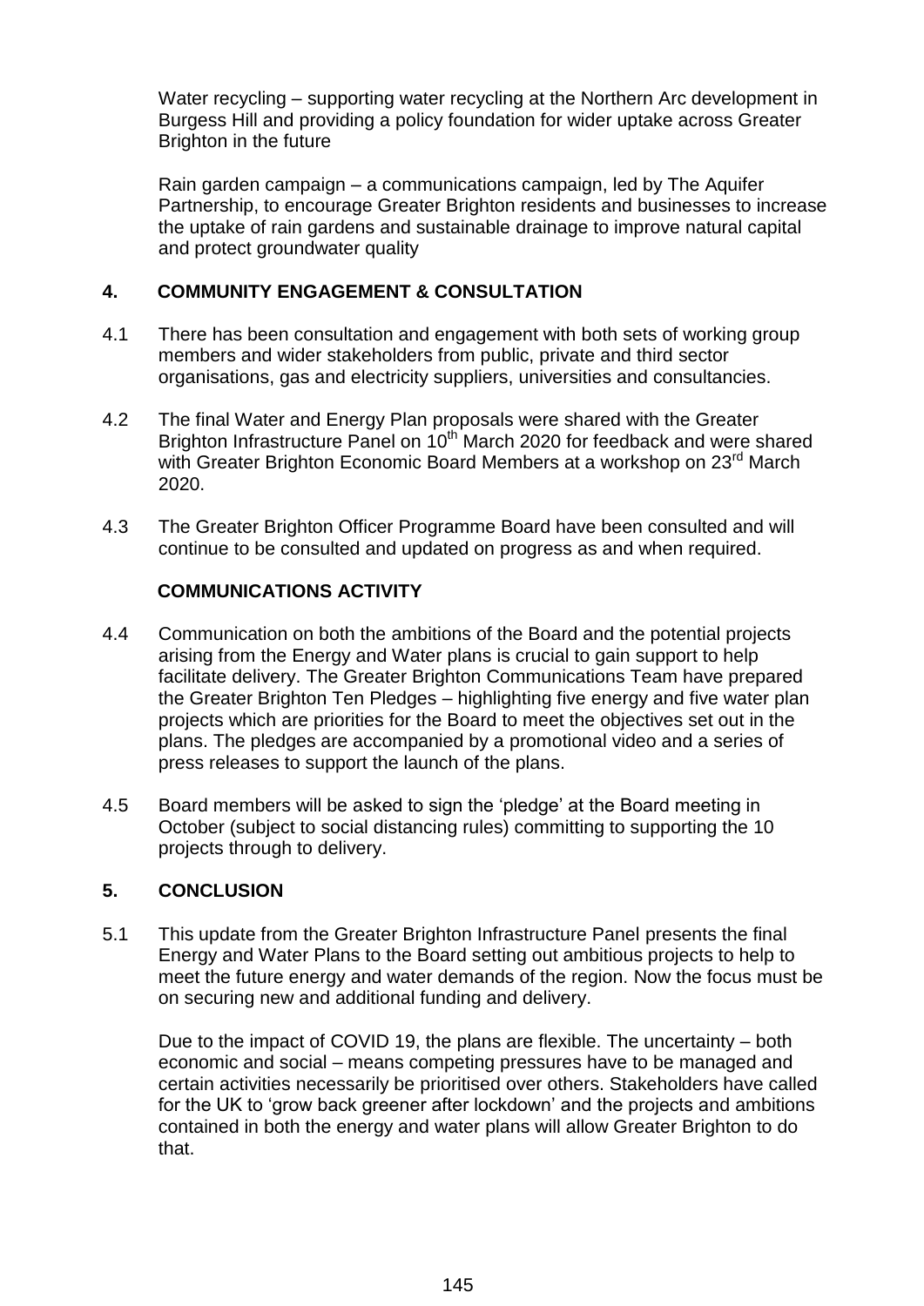Water recycling – supporting water recycling at the Northern Arc development in Burgess Hill and providing a policy foundation for wider uptake across Greater Brighton in the future

Rain garden campaign – a communications campaign, led by The Aquifer Partnership, to encourage Greater Brighton residents and businesses to increase the uptake of rain gardens and sustainable drainage to improve natural capital and protect groundwater quality

## 4. COMMUNITY ENGAGEMENT & CONSULTATION

4.1 There has been consultation and engagement with both sets of working group members and wider stakeholders from public, private and third sector organisations, gas and electricity suppliers, universities and consultancies.

4.2 The final Water and Energy Plan proposals were shared with the Greater Brighton Infrastructure Panel on 10th March 2020 for feedback and were shared with Greater Brighton Economic Board Members at a workshop on 23rd March 2020.

4.3 The Greater Brighton Officer Programme Board have been consulted and will continue to be consulted and updated on progress as and when required.

### COMMUNICATIONS ACTIVITY

4.4 Communication on both the ambitions of the Board and the potential projects arising from the Energy and Water plans is crucial to gain support to help facilitate delivery. The Greater Brighton Communications Team have prepared the Greater Brighton Ten Pledges – highlighting five energy and five water plan projects which are priorities for the Board to meet the objectives set out in the plans. The pledges are accompanied by a promotional video and a series of press releases to support the launch of the plans.

4.5 Board members will be asked to sign the 'pledge' at the Board meeting in October (subject to social distancing rules) committing to supporting the 10 projects through to delivery.

## 5. CONCLUSION

5.1 This update from the Greater Brighton Infrastructure Panel presents the final Energy and Water Plans to the Board setting out ambitious projects to help to meet the future energy and water demands of the region. Now the focus must be on securing new and additional funding and delivery.

Due to the impact of COVID 19, the plans are flexible. The uncertainty – both economic and social – means competing pressures have to be managed and certain activities necessarily be prioritised over others. Stakeholders have called for the UK to 'grow back greener after lockdown' and the projects and ambitions contained in both the energy and water plans will allow Greater Brighton to do that.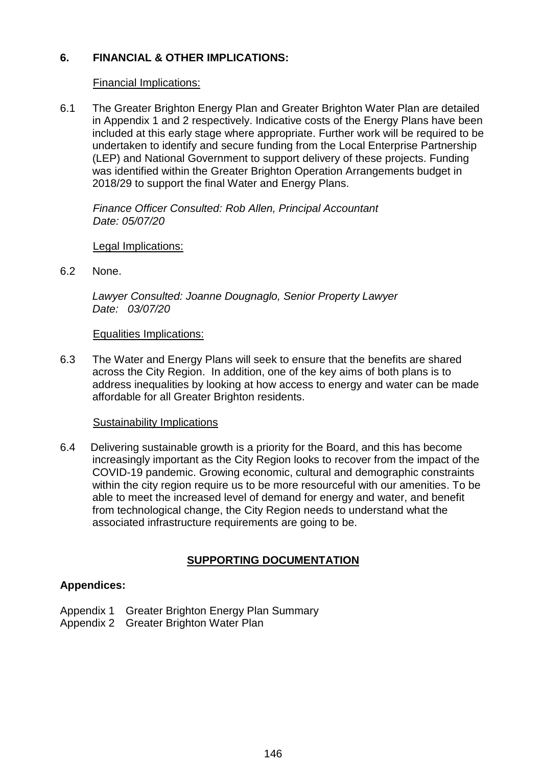## 6. FINANCIAL & OTHER IMPLICATIONS:

Financial Implications:

6.1 The Greater Brighton Energy Plan and Greater Brighton Water Plan are detailed in Appendix 1 and 2 respectively. Indicative costs of the Energy Plans have been included at this early stage where appropriate. Further work will be required to be undertaken to identify and secure funding from the Local Enterprise Partnership (LEP) and National Government to support delivery of these projects. Funding was identified within the Greater Brighton Operation Arrangements budget in 2018/29 to support the final Water and Energy Plans.

*Finance Officer Consulted: Rob Allen, Principal Accountant*
*Date: 05/07/20*

Legal Implications:

6.2 None.

*Lawyer Consulted: Joanne Dougnaglo, Senior Property Lawyer*
*Date: 03/07/20*

Equalities Implications:

6.3 The Water and Energy Plans will seek to ensure that the benefits are shared across the City Region. In addition, one of the key aims of both plans is to address inequalities by looking at how access to energy and water can be made affordable for all Greater Brighton residents.

Sustainability Implications

6.4 Delivering sustainable growth is a priority for the Board, and this has become increasingly important as the City Region looks to recover from the impact of the COVID-19 pandemic. Growing economic, cultural and demographic constraints within the city region require us to be more resourceful with our amenities. To be able to meet the increased level of demand for energy and water, and benefit from technological change, the City Region needs to understand what the associated infrastructure requirements are going to be.

## SUPPORTING DOCUMENTATION

**Appendices:**

Appendix 1 Greater Brighton Energy Plan Summary
Appendix 2 Greater Brighton Water Plan